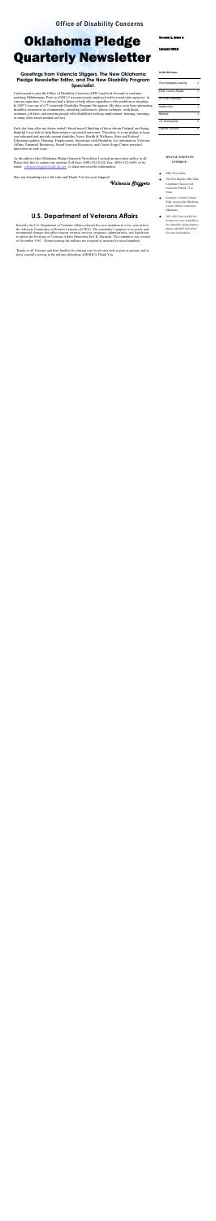Office of Disability Concerns

# Oklahoma Pledge Quarterly Newsletter

Volume 1, Issue 1

January 2013

**Inside this issue:**

| | |
|---|---|
| Choice Magazine Listening | 2 |
| ODDL Currently Reader | 2 |
| OK Youth Leadership | 2 |
| Healthy Bits | 3 |
| Medicare | 4 |
| U.S. Housing Dept. | 4 |
| Calendar of Events | 4 |

**SPECIAL POINTS OF INTEREST:**

- ODC New Editor
- The First Regular 54th Okla Legislature Session will closed out Feb 04, 13 at Noon
- Formerly, United Cerebral Palsy Association Oklahoma is now Ability Connection Oklahoma
- 2012-2013 Survival Kit for Seniors are now available at the Areawide Aging Agency, please call (405) 942-8500 for more information.

## Greetings from Valencia Sliggers, The New Oklahoma Pledge Newsletter Editor, and The New Disability Program Specialist.

I'm honored to join the Office of Disability Concerns (ODC) and look forward to continue assisting Oklahomans. Prior to (ODC) I was previously employed with several state agencies' in various capacities. I've always had a desire to help others regardless of the problem or situation. In 2007 I was one of (17) statewide Disability Program Navigators. My days were busy promoting disability awareness in communities, attending conferences, phone-webinars, workshops, seminars, job fairs, and meeting people with disabilities seeking employment, housing, trainings, or many other much needed services.

Each day long after my duties ended I found myself thinking of those whom I helped, and being thankful I was able to help them achieve successful outcomes. Therefore, it is my pledge to keep you informed and provide current disability News, Health & Wellness, State and Federal Education updates, Housing, Employment, Americans with Disability Act information, Veterans Affairs, Financial Resources, Social Services Resources, and Center Stage Corner personal interviews in each issue.

As the editor of the Oklahoma Pledge Quarterly Newsletter I extend an open door policy to all. Please feel free to contact me anytime Toll Free: (800) 522-8224, Fax: (405) 522-6695, or by email: valencia.sliggers@odc.ok.gov, to share newsworthy information.

May our friendship last a life time and Thank You for your Support!

*Valencia Sliggers*

## U.S. Department of Veterans Affairs

Recently the U.S. Department of Veterans Affairs selected five new members to a two year term to the Advisory Committee on Women Veterans (ACWV). The committee's purpose is to review and recommend changes that affect women veterans services, programs, administrative, and legislation, to advise the Secretary of Veterans Affairs Honorable Eric K. Shinseki. The committee was created in November 1983. Women joining the military are excepted to increase by record numbers.

Thanks to all Veterans and their families for sharing your loved ones with us past or present, and to those currently serving in the military defending AMERICA Thank You.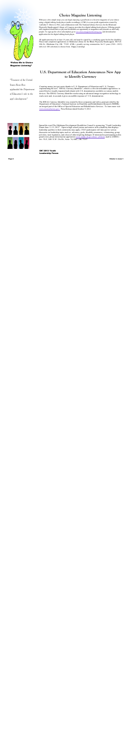## Choice Magazine Listening

With just a few simple steps you can begin enjoying a good book or a favorite magazine of your choice using a digital talking-book player (audio recordings). (CML) is a non-profit organization created by LaFalier T. Stone in 1962, and collaboration with The National Library Services for the Blind and Physically Handicapped Library of Congress provides free digital talking-book players. Offering people with impaired disabilities or physical disabilities an opportunity to magazines and journals as able body people. To sign up for a free subscription go to www.choicemagazinelistening.org, and download an application for the digital talking-book player.

All applicants must be at least 18 years old, and must be signed by a certifying agent for his/her disability. Please mail completed applications to Oklahoma Library for the Blind, Physically Handicapped, 300 N.E. 18th St., Oklahoma City, OK. 73105. (OML), proudly serving communities for 51 years (1962 - 2013) with over 100 selections to choose from. Happy Listening!

**"Follow Me to Choice Magazine Listening"**

## U.S. Department of Education Announces New App to Identify Currency

*"Treasurer of the United States Rosie Rios applauded the Department of Education's role in the app's development"*

Counting money just got easier thanks to U. S. Department of Education and U. S. Treasury implementing the new, "IDEAL Currency Identifier", which is a free downloadable application to assist blind or visually impaired individuals with U.S. denominations available on various mobile devices. The IDEAL Currency Identifier works using an advanced image recognition technology to read a note and, in seconds it gives an audible response of U.S. denomination.

The IDEAL Currency Identifier was created by those companies and with a grant provided by the Department of Education's National Institute on Disability and Rehabilitation Research (NIDRR) an integral part of the Office of Special Education and Rehabilitative Services. To learn more visit www.moneyfactory.gov/. Press Release dated October 9, 2012.

Spread the word The Oklahoma Developmental Disabilities Council is sponsoring "Youth Leadership Forum June 11-15, 2013". Open to high school juniors and seniors with a disability that displays leadership qualities in their community may apply. (YLF) participants will take part in various discussions on leadership topics such as: advocacy, goals, disability awareness, volunteering, group activities, meet legislators, and a host of other inspiring dialogues. If interested in participating in this grand event, please download an application www.okddc.ok.gov/about_ylf.html mail to (ODDC) Attn: YLF, 2401 N.W. 23rd St., Suite 74, OKC, OK 73107

**OK' 2013 Youth Leadership Forum**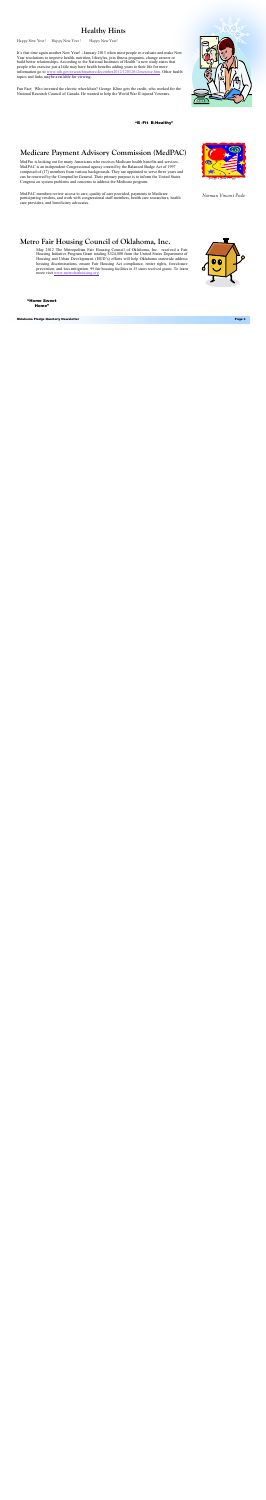# Healthy Hints

Happy New Year! Happy New Year! Happy New Year!

It's that time again-another New Year! January 2013 when most people re-evaluate and make New Year resolutions to improve health, nutrition, lifestyles, join fitness programs, change careers or build better relationships. According to the National Institutes of Health "a new study states that people who exercise just a little may have health benefits adding years to their life for more information go to: www.nih.gov/researchmatters/december2012/12102012exercise.htm. Other health topics and links maybe available for viewing.

Fun Fact: Who invented the electric wheelchair? George Kline gets the credit, who worked for the National Research Council of Canada. He wanted to help the World War II injured Veterans.

**"B-Fit B-Healthy"**

# Medicare Payment Advisory Commission (MedPAC)

MedPac is looking out for many Americans who receives Medicare health benefits and services. MedPAC is an independent Congressional agency created by the Balanced Budget Act of 1997 composed of (17) members from various backgrounds. They are appointed to serve three years and can be renewed by the Comptroller General. Their primary purpose is to inform the United States Congress on system problems and concerns to address the Medicare program.

MedPAC members review access to care, quality of care provided, payments to Medicare participating vendors, and work with congressional staff members, health care researchers, health care providers, and beneficiary advocates.

*Norman Vincent Peale*

# Metro Fair Housing Council of Oklahoma, Inc.

May 2012 The Metropolitan Fair Housing Council of Oklahoma, Inc. received a Fair Housing Initiative Program Grant totaling $324,000 from the United States Department of Housing and Urban Development (HUD's) efforts will help Oklahoma statewide address housing discrimination, ensure Fair Housing Act compliance, renter rights, foreclosure prevention, and loss mitigation. 99 fair housing facilities in 35 states received grants. To learn more visit www.metrofairhousing.org.

**"Home Sweet Home"**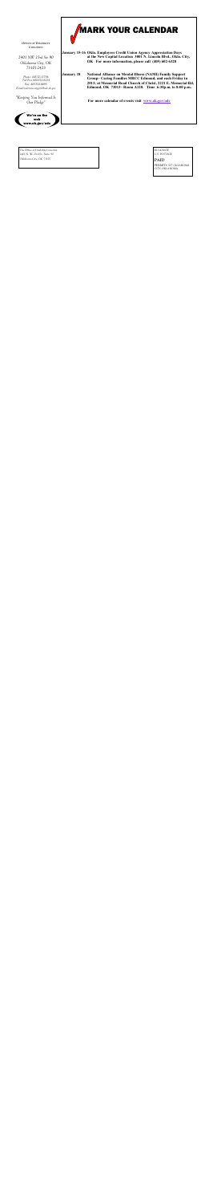Office of Disability Concerns

2401 NW 23rd Ste 90
Oklahoma City, OK
73107-2423

Phone: 405/521-3756
Toll-Free 800/522-8224
Fax: 405/521-6695
Email:odcinfo.odc@odc.ok.gov

"Keeping You Informed Is Our Pledge"

We're on the web
www.ok.gov/odc

# MARK YOUR CALENDAR

**January 19-16** **Okla. Employees Credit Union Agency Appreciation Days at the New Capitol Location 3001 N. Lincoln Blvd., Okla. City, OK For more information, please call (405) 602-6328**

**January 18** **National Alliance on Mental Illness (NAMI) Family Support Group– Caring Families MHCC Edmond, and each Friday in 2013; at Memorial Road Church of Christ, 2221 E. Memorial Rd, Edmond, OK 73013– Room A128. Time 6:30p.m. to 8:00 p.m.**

**For more calendar of events visit** www.ok.gov/odc

The Office of Disability Concerns
2401 N.W. 23rd St, Suite 90
Oklahoma City, OK 73107

BULK RATE
U.S. POSTAGE
PAID
PERMIT# 317 OKLAHOMA
CITY, OKLAHOMA